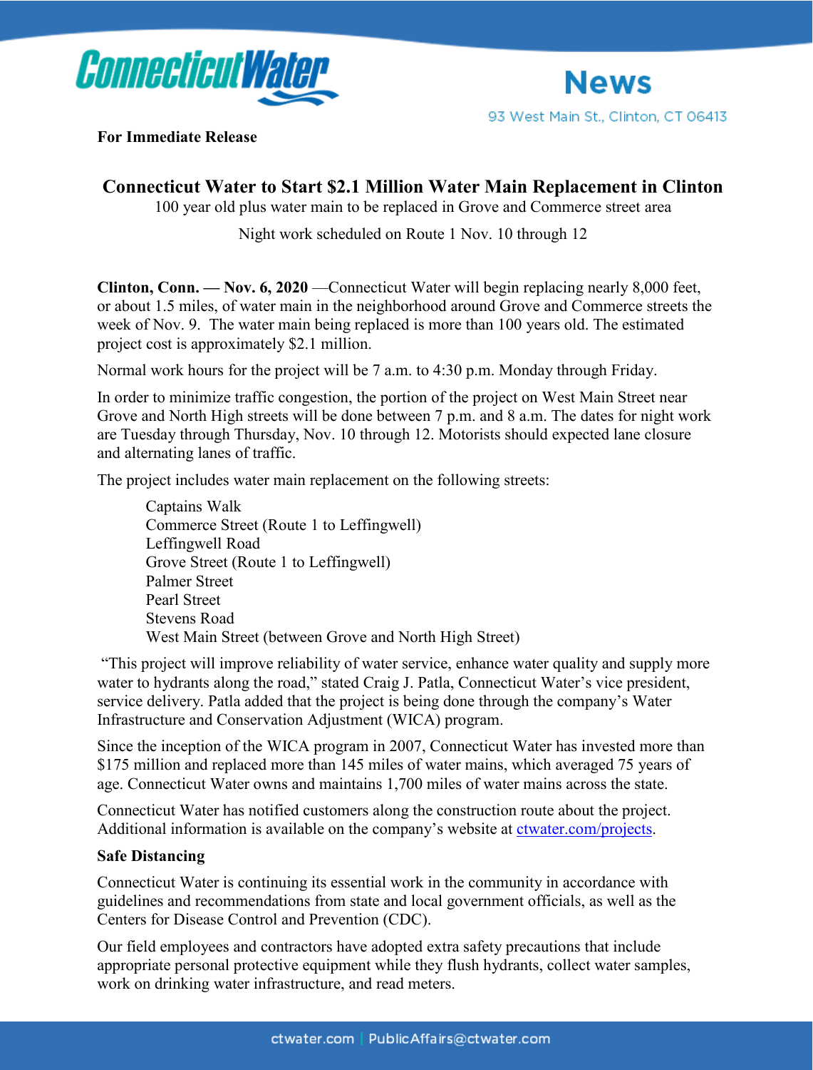**Connecticut Water**

**News**

93 West Main St., Clinton, CT 06413

**For Immediate Release**

# Connecticut Water to Start $2.1 Million Water Main Replacement in Clinton

100 year old plus water main to be replaced in Grove and Commerce street area

Night work scheduled on Route 1 Nov. 10 through 12

**Clinton, Conn. — Nov. 6, 2020** —Connecticut Water will begin replacing nearly 8,000 feet, or about 1.5 miles, of water main in the neighborhood around Grove and Commerce streets the week of Nov. 9. The water main being replaced is more than 100 years old. The estimated project cost is approximately $2.1 million.

Normal work hours for the project will be 7 a.m. to 4:30 p.m. Monday through Friday.

In order to minimize traffic congestion, the portion of the project on West Main Street near Grove and North High streets will be done between 7 p.m. and 8 a.m. The dates for night work are Tuesday through Thursday, Nov. 10 through 12. Motorists should expected lane closure and alternating lanes of traffic.

The project includes water main replacement on the following streets:

- Captains Walk
- Commerce Street (Route 1 to Leffingwell)
- Leffingwell Road
- Grove Street (Route 1 to Leffingwell)
- Palmer Street
- Pearl Street
- Stevens Road
- West Main Street (between Grove and North High Street)

"This project will improve reliability of water service, enhance water quality and supply more water to hydrants along the road," stated Craig J. Patla, Connecticut Water's vice president, service delivery. Patla added that the project is being done through the company's Water Infrastructure and Conservation Adjustment (WICA) program.

Since the inception of the WICA program in 2007, Connecticut Water has invested more than $175 million and replaced more than 145 miles of water mains, which averaged 75 years of age. Connecticut Water owns and maintains 1,700 miles of water mains across the state.

Connecticut Water has notified customers along the construction route about the project. Additional information is available on the company's website at ctwater.com/projects.

**Safe Distancing**

Connecticut Water is continuing its essential work in the community in accordance with guidelines and recommendations from state and local government officials, as well as the Centers for Disease Control and Prevention (CDC).

Our field employees and contractors have adopted extra safety precautions that include appropriate personal protective equipment while they flush hydrants, collect water samples, work on drinking water infrastructure, and read meters.

ctwater.com | PublicAffairs@ctwater.com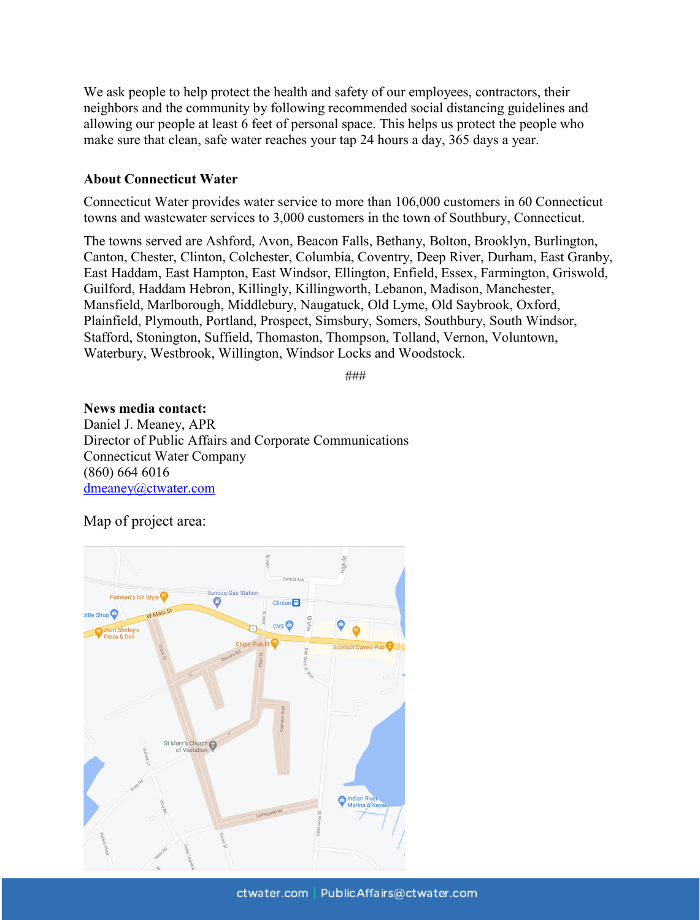We ask people to help protect the health and safety of our employees, contractors, their neighbors and the community by following recommended social distancing guidelines and allowing our people at least 6 feet of personal space. This helps us protect the people who make sure that clean, safe water reaches your tap 24 hours a day, 365 days a year.

**About Connecticut Water**

Connecticut Water provides water service to more than 106,000 customers in 60 Connecticut towns and wastewater services to 3,000 customers in the town of Southbury, Connecticut.

The towns served are Ashford, Avon, Beacon Falls, Bethany, Bolton, Brooklyn, Burlington, Canton, Chester, Clinton, Colchester, Columbia, Coventry, Deep River, Durham, East Granby, East Haddam, East Hampton, East Windsor, Ellington, Enfield, Essex, Farmington, Griswold, Guilford, Haddam Hebron, Killingly, Killingworth, Lebanon, Madison, Manchester, Mansfield, Marlborough, Middlebury, Naugatuck, Old Lyme, Old Saybrook, Oxford, Plainfield, Plymouth, Portland, Prospect, Simsbury, Somers, Southbury, South Windsor, Stafford, Stonington, Suffield, Thomaston, Thompson, Tolland, Vernon, Voluntown, Waterbury, Westbrook, Willington, Windsor Locks and Woodstock.

###

**News media contact:**
Daniel J. Meaney, APR
Director of Public Affairs and Corporate Communications
Connecticut Water Company
(860) 664 6016
dmeaney@ctwater.com

Map of project area:

Central Ave
High St
Palmieri's NY Style
Sunoco Gas Station
Clinton
ottle Shop
W Main St
CVS
Hull St
Aunt Shirley's Pizza & Deli
Chips' Pub III
Scottish Dave's Pub
Grove St
Stevens Rd
Pearl St
Captains Walk
St Mary's Church of Visitation
Indian River Marina & Kayak
Leffingwell Rd
Commerce St